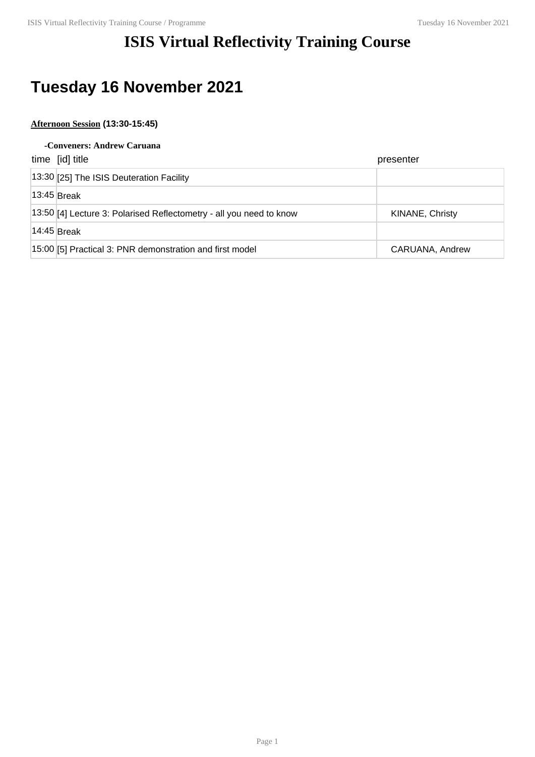# ISIS Virtual Reflectivity Training Course

## Tuesday 16 November 2021

**Afternoon Session (13:30-15:45)**

**-Conveners: Andrew Caruana**

| time | [id] title | presenter |
|---|---|---|
| 13:30 | [25] The ISIS Deuteration Facility | |
| 13:45 | Break | |
| 13:50 | [4] Lecture 3: Polarised Reflectometry - all you need to know | KINANE, Christy |
| 14:45 | Break | |
| 15:00 | [5] Practical 3: PNR demonstration and first model | CARUANA, Andrew |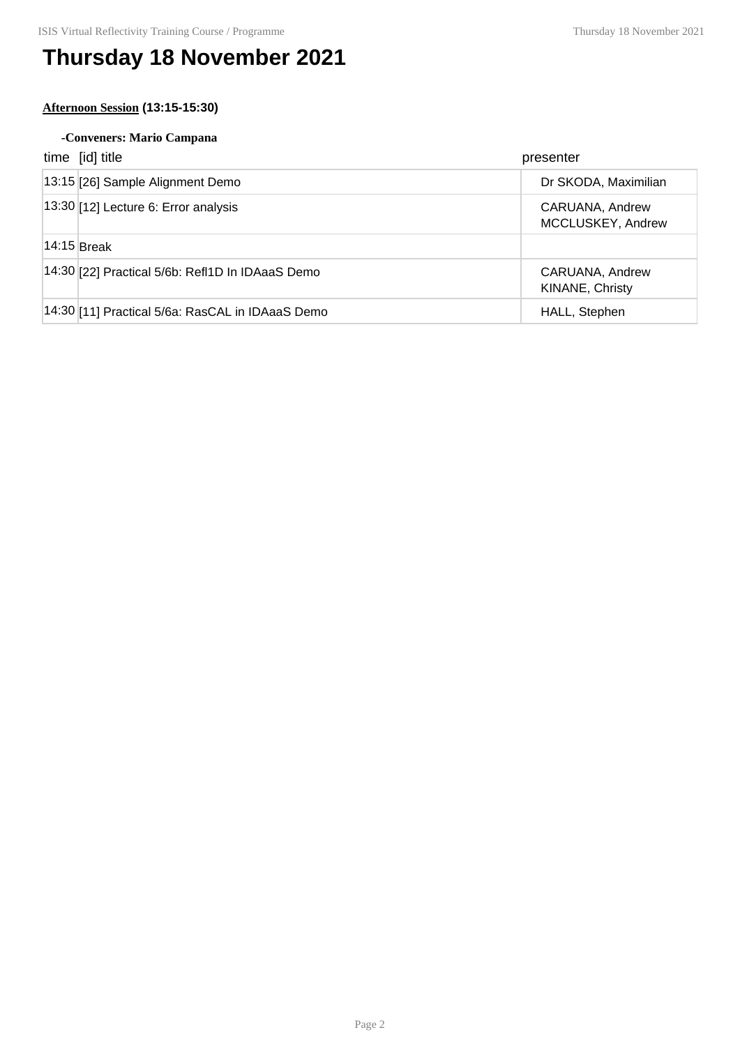# Thursday 18 November 2021

**Afternoon Session (13:15-15:30)**

**-Conveners: Mario Campana**

| time | [id] title | presenter |
|---|---|---|
| 13:15 | [26] Sample Alignment Demo | Dr SKODA, Maximilian |
| 13:30 | [12] Lecture 6: Error analysis | CARUANA, Andrew<br>MCCLUSKEY, Andrew |
| 14:15 | Break | |
| 14:30 | [22] Practical 5/6b: Refl1D In IDAaaS Demo | CARUANA, Andrew<br>KINANE, Christy |
| 14:30 | [11] Practical 5/6a: RasCAL in IDAaaS Demo | HALL, Stephen |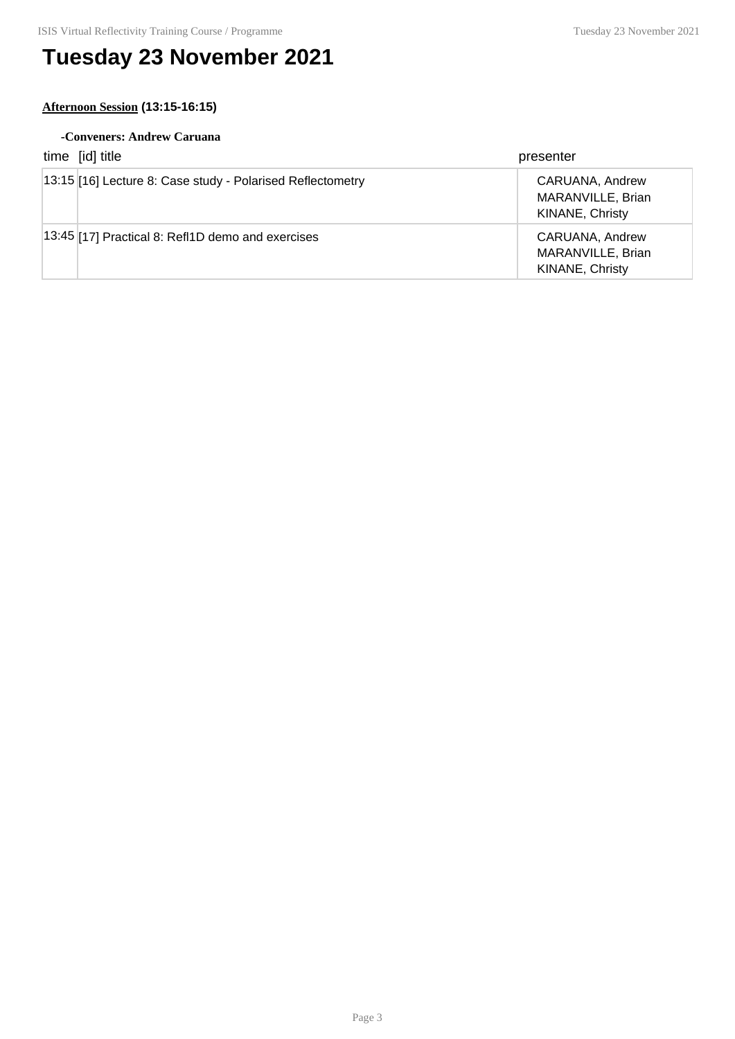# Tuesday 23 November 2021

**Afternoon Session (13:15-16:15)**

**-Conveners: Andrew Caruana**

| time | [id] title | presenter |
|---|---|---|
| 13:15 | [16] Lecture 8: Case study - Polarised Reflectometry | CARUANA, Andrew<br>MARANVILLE, Brian<br>KINANE, Christy |
| 13:45 | [17] Practical 8: Refl1D demo and exercises | CARUANA, Andrew<br>MARANVILLE, Brian<br>KINANE, Christy |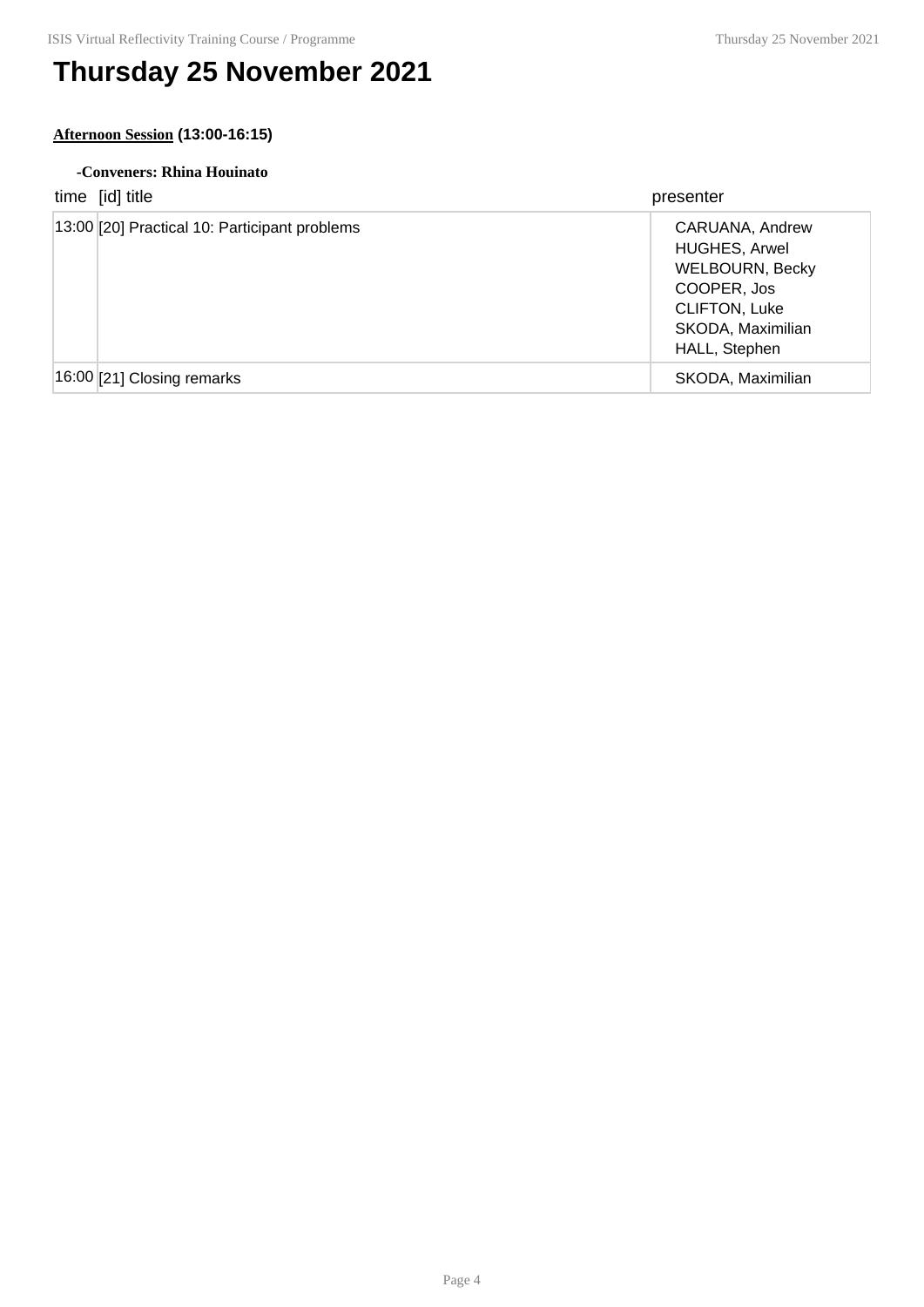# Thursday 25 November 2021

**Afternoon Session (13:00-16:15)**

**-Conveners: Rhina Houinato**

| time | [id] title | presenter |
|---|---|---|
| 13:00 | [20] Practical 10: Participant problems | CARUANA, Andrew<br>HUGHES, Arwel<br>WELBOURN, Becky<br>COOPER, Jos<br>CLIFTON, Luke<br>SKODA, Maximilian<br>HALL, Stephen |
| 16:00 | [21] Closing remarks | SKODA, Maximilian |